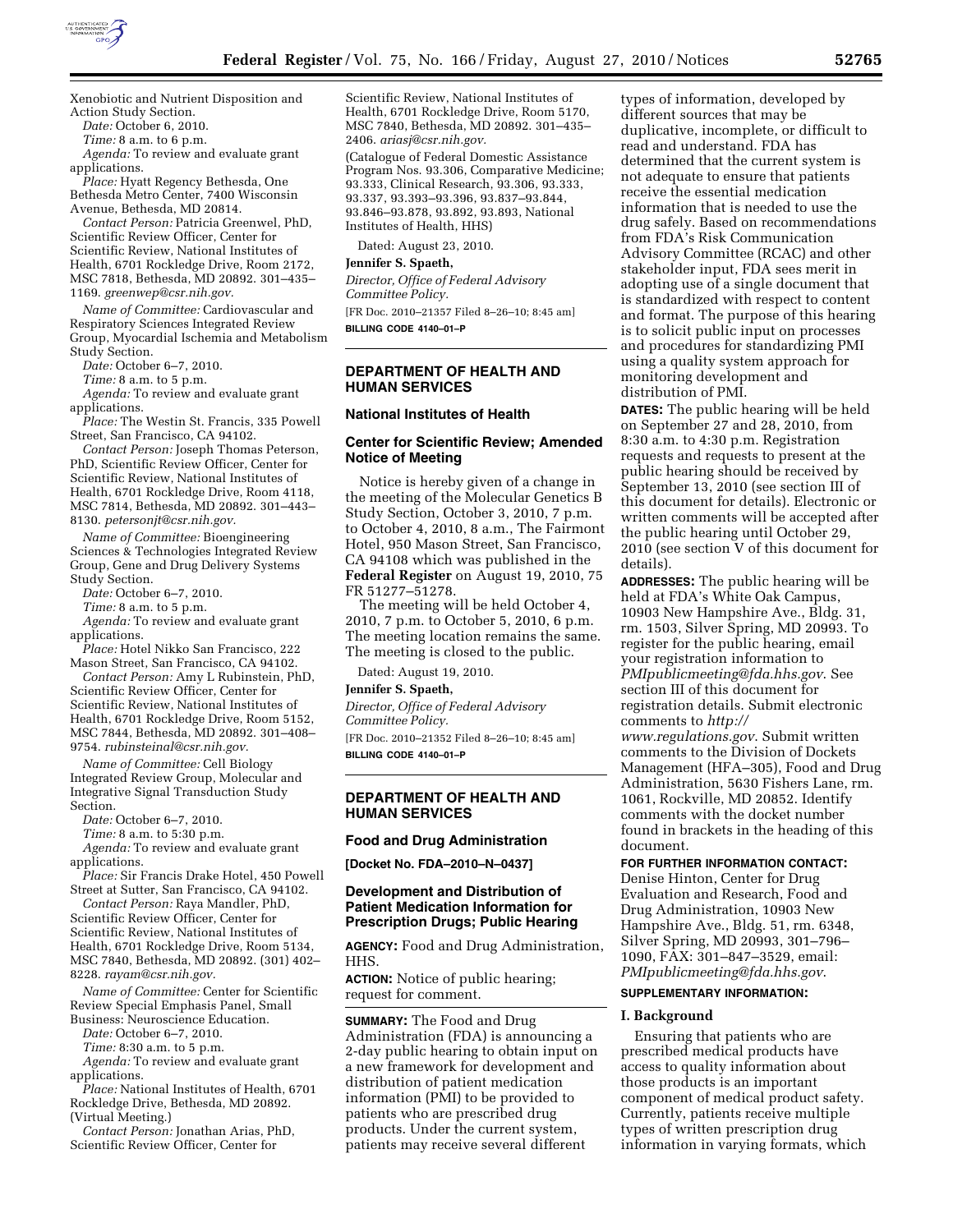Xenobiotic and Nutrient Disposition and Action Study Section.

*Date:* October 6, 2010.

*Time:* 8 a.m. to 6 p.m.

*Agenda:* To review and evaluate grant applications.

*Place:* Hyatt Regency Bethesda, One Bethesda Metro Center, 7400 Wisconsin Avenue, Bethesda, MD 20814.

*Contact Person:* Patricia Greenwel, PhD, Scientific Review Officer, Center for Scientific Review, National Institutes of Health, 6701 Rockledge Drive, Room 2172, MSC 7818, Bethesda, MD 20892. 301–435–1169. *greenwep@csr.nih.gov.*

*Name of Committee:* Cardiovascular and Respiratory Sciences Integrated Review Group, Myocardial Ischemia and Metabolism Study Section.

*Date:* October 6–7, 2010.

*Time:* 8 a.m. to 5 p.m.

*Agenda:* To review and evaluate grant applications.

*Place:* The Westin St. Francis, 335 Powell Street, San Francisco, CA 94102.

*Contact Person:* Joseph Thomas Peterson, PhD, Scientific Review Officer, Center for Scientific Review, National Institutes of Health, 6701 Rockledge Drive, Room 4118, MSC 7814, Bethesda, MD 20892. 301–443–8130. *petersonjt@csr.nih.gov.*

*Name of Committee:* Bioengineering Sciences & Technologies Integrated Review Group, Gene and Drug Delivery Systems Study Section.

*Date:* October 6–7, 2010.

*Time:* 8 a.m. to 5 p.m.

*Agenda:* To review and evaluate grant applications.

*Place:* Hotel Nikko San Francisco, 222 Mason Street, San Francisco, CA 94102.

*Contact Person:* Amy L Rubinstein, PhD, Scientific Review Officer, Center for Scientific Review, National Institutes of Health, 6701 Rockledge Drive, Room 5152, MSC 7844, Bethesda, MD 20892. 301–408–9754. *rubinsteinal@csr.nih.gov.*

*Name of Committee:* Cell Biology Integrated Review Group, Molecular and Integrative Signal Transduction Study Section.

*Date:* October 6–7, 2010.

*Time:* 8 a.m. to 5:30 p.m.

*Agenda:* To review and evaluate grant applications.

*Place:* Sir Francis Drake Hotel, 450 Powell Street at Sutter, San Francisco, CA 94102.

*Contact Person:* Raya Mandler, PhD, Scientific Review Officer, Center for Scientific Review, National Institutes of Health, 6701 Rockledge Drive, Room 5134, MSC 7840, Bethesda, MD 20892. (301) 402–8228. *rayam@csr.nih.gov.*

*Name of Committee:* Center for Scientific Review Special Emphasis Panel, Small Business: Neuroscience Education.

*Date:* October 6–7, 2010.

*Time:* 8:30 a.m. to 5 p.m.

*Agenda:* To review and evaluate grant applications.

*Place:* National Institutes of Health, 6701 Rockledge Drive, Bethesda, MD 20892. (Virtual Meeting.)

*Contact Person:* Jonathan Arias, PhD, Scientific Review Officer, Center for Scientific Review, National Institutes of Health, 6701 Rockledge Drive, Room 5170, MSC 7840, Bethesda, MD 20892. 301–435–2406. *ariasj@csr.nih.gov.*

(Catalogue of Federal Domestic Assistance Program Nos. 93.306, Comparative Medicine; 93.333, Clinical Research, 93.306, 93.333, 93.337, 93.393–93.396, 93.837–93.844, 93.846–93.878, 93.892, 93.893, National Institutes of Health, HHS)

Dated: August 23, 2010.

**Jennifer S. Spaeth,**

*Director, Office of Federal Advisory Committee Policy.*

[FR Doc. 2010–21357 Filed 8–26–10; 8:45 am]

**BILLING CODE 4140–01–P**

---

## DEPARTMENT OF HEALTH AND HUMAN SERVICES

### National Institutes of Health

### Center for Scientific Review; Amended Notice of Meeting

Notice is hereby given of a change in the meeting of the Molecular Genetics B Study Section, October 3, 2010, 7 p.m. to October 4, 2010, 8 a.m., The Fairmont Hotel, 950 Mason Street, San Francisco, CA 94108 which was published in the **Federal Register** on August 19, 2010, 75 FR 51277–51278.

The meeting will be held October 4, 2010, 7 p.m. to October 5, 2010, 6 p.m. The meeting location remains the same. The meeting is closed to the public.

Dated: August 19, 2010.

**Jennifer S. Spaeth,**

*Director, Office of Federal Advisory Committee Policy.*

[FR Doc. 2010–21352 Filed 8–26–10; 8:45 am]

**BILLING CODE 4140–01–P**

---

## DEPARTMENT OF HEALTH AND HUMAN SERVICES

### Food and Drug Administration

**[Docket No. FDA–2010–N–0437]**

### Development and Distribution of Patient Medication Information for Prescription Drugs; Public Hearing

**AGENCY:** Food and Drug Administration, HHS.

**ACTION:** Notice of public hearing; request for comment.

**SUMMARY:** The Food and Drug Administration (FDA) is announcing a 2-day public hearing to obtain input on a new framework for development and distribution of patient medication information (PMI) to be provided to patients who are prescribed drug products. Under the current system, patients may receive several different types of information, developed by different sources that may be duplicative, incomplete, or difficult to read and understand. FDA has determined that the current system is not adequate to ensure that patients receive the essential medication information that is needed to use the drug safely. Based on recommendations from FDA's Risk Communication Advisory Committee (RCAC) and other stakeholder input, FDA sees merit in adopting use of a single document that is standardized with respect to content and format. The purpose of this hearing is to solicit public input on processes and procedures for standardizing PMI using a quality system approach for monitoring development and distribution of PMI.

**DATES:** The public hearing will be held on September 27 and 28, 2010, from 8:30 a.m. to 4:30 p.m. Registration requests and requests to present at the public hearing should be received by September 13, 2010 (see section III of this document for details). Electronic or written comments will be accepted after the public hearing until October 29, 2010 (see section V of this document for details).

**ADDRESSES:** The public hearing will be held at FDA's White Oak Campus, 10903 New Hampshire Ave., Bldg. 31, rm. 1503, Silver Spring, MD 20993. To register for the public hearing, email your registration information to *PMIpublicmeeting@fda.hhs.gov*. See section III of this document for registration details. Submit electronic comments to *http://www.regulations.gov*. Submit written comments to the Division of Dockets Management (HFA–305), Food and Drug Administration, 5630 Fishers Lane, rm. 1061, Rockville, MD 20852. Identify comments with the docket number found in brackets in the heading of this document.

**FOR FURTHER INFORMATION CONTACT:** Denise Hinton, Center for Drug Evaluation and Research, Food and Drug Administration, 10903 New Hampshire Ave., Bldg. 51, rm. 6348, Silver Spring, MD 20993, 301–796–1090, FAX: 301–847–3529, email: *PMIpublicmeeting@fda.hhs.gov*.

**SUPPLEMENTARY INFORMATION:**

**I. Background**

Ensuring that patients who are prescribed medical products have access to quality information about those products is an important component of medical product safety. Currently, patients receive multiple types of written prescription drug information in varying formats, which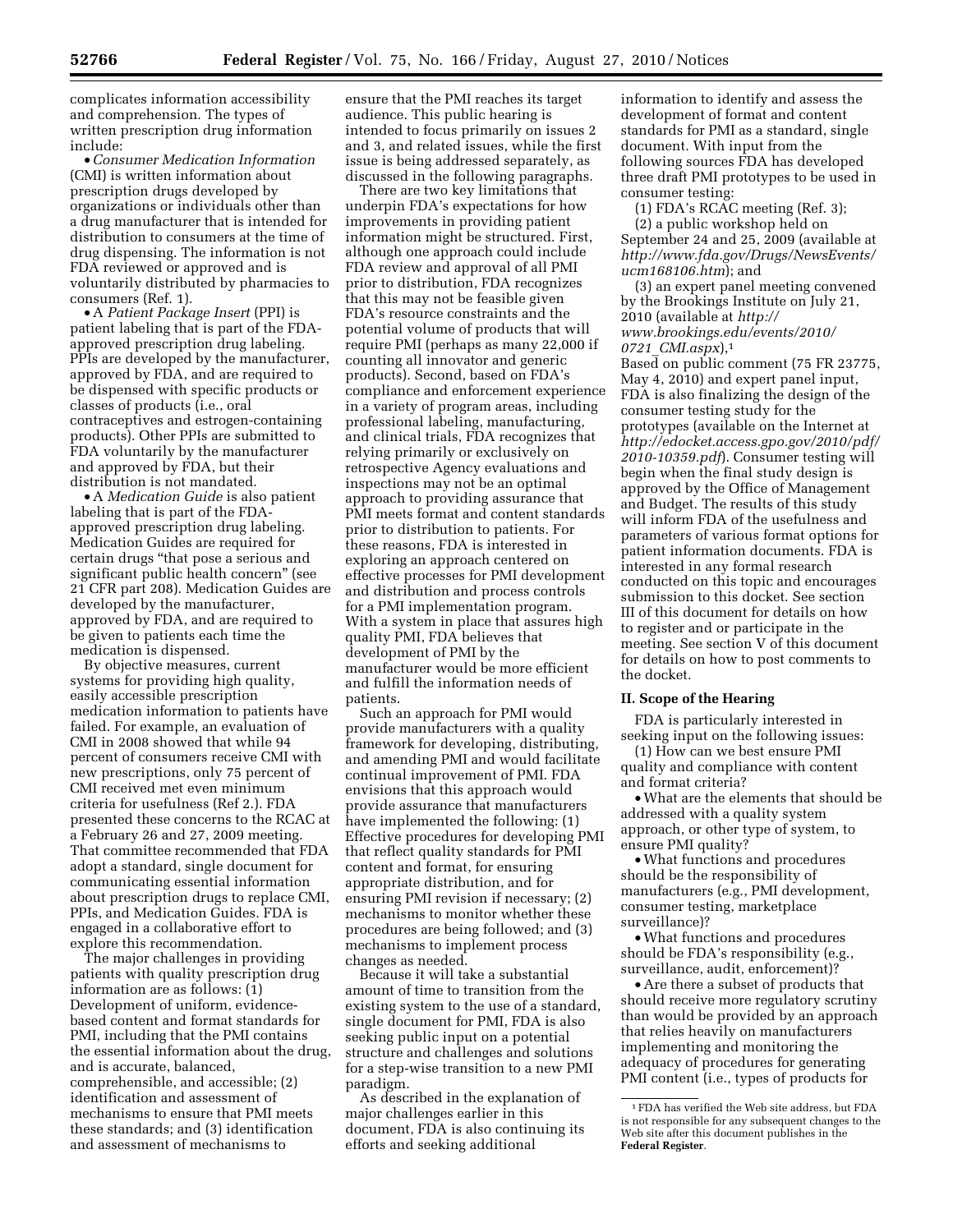complicates information accessibility and comprehension. The types of written prescription drug information include:

• *Consumer Medication Information* (CMI) is written information about prescription drugs developed by organizations or individuals other than a drug manufacturer that is intended for distribution to consumers at the time of drug dispensing. The information is not FDA reviewed or approved and is voluntarily distributed by pharmacies to consumers (Ref. 1).

• A *Patient Package Insert* (PPI) is patient labeling that is part of the FDA-approved prescription drug labeling. PPIs are developed by the manufacturer, approved by FDA, and are required to be dispensed with specific products or classes of products (i.e., oral contraceptives and estrogen-containing products). Other PPIs are submitted to FDA voluntarily by the manufacturer and approved by FDA, but their distribution is not mandated.

• A *Medication Guide* is also patient labeling that is part of the FDA-approved prescription drug labeling. Medication Guides are required for certain drugs "that pose a serious and significant public health concern" (see 21 CFR part 208). Medication Guides are developed by the manufacturer, approved by FDA, and are required to be given to patients each time the medication is dispensed.

By objective measures, current systems for providing high quality, easily accessible prescription medication information to patients have failed. For example, an evaluation of CMI in 2008 showed that while 94 percent of consumers receive CMI with new prescriptions, only 75 percent of CMI received met even minimum criteria for usefulness (Ref 2.). FDA presented these concerns to the RCAC at a February 26 and 27, 2009 meeting. That committee recommended that FDA adopt a standard, single document for communicating essential information about prescription drugs to replace CMI, PPIs, and Medication Guides. FDA is engaged in a collaborative effort to explore this recommendation.

The major challenges in providing patients with quality prescription drug information are as follows: (1) Development of uniform, evidence-based content and format standards for PMI, including that the PMI contains the essential information about the drug, and is accurate, balanced, comprehensible, and accessible; (2) identification and assessment of mechanisms to ensure that PMI meets these standards; and (3) identification and assessment of mechanisms to ensure that the PMI reaches its target audience. This public hearing is intended to focus primarily on issues 2 and 3, and related issues, while the first issue is being addressed separately, as discussed in the following paragraphs.

There are two key limitations that underpin FDA's expectations for how improvements in providing patient information might be structured. First, although one approach could include FDA review and approval of all PMI prior to distribution, FDA recognizes that this may not be feasible given FDA's resource constraints and the potential volume of products that will require PMI (perhaps as many 22,000 if counting all innovator and generic products). Second, based on FDA's compliance and enforcement experience in a variety of program areas, including professional labeling, manufacturing, and clinical trials, FDA recognizes that relying primarily or exclusively on retrospective Agency evaluations and inspections may not be an optimal approach to providing assurance that PMI meets format and content standards prior to distribution to patients. For these reasons, FDA is interested in exploring an approach centered on effective processes for PMI development and distribution and process controls for a PMI implementation program. With a system in place that assures high quality PMI, FDA believes that development of PMI by the manufacturer would be more efficient and fulfill the information needs of patients.

Such an approach for PMI would provide manufacturers with a quality framework for developing, distributing, and amending PMI and would facilitate continual improvement of PMI. FDA envisions that this approach would provide assurance that manufacturers have implemented the following: (1) Effective procedures for developing PMI that reflect quality standards for PMI content and format, for ensuring appropriate distribution, and for ensuring PMI revision if necessary; (2) mechanisms to monitor whether these procedures are being followed; and (3) mechanisms to implement process changes as needed.

Because it will take a substantial amount of time to transition from the existing system to the use of a standard, single document for PMI, FDA is also seeking public input on a potential structure and challenges and solutions for a step-wise transition to a new PMI paradigm.

As described in the explanation of major challenges earlier in this document, FDA is also continuing its efforts and seeking additional information to identify and assess the development of format and content standards for PMI as a standard, single document. With input from the following sources FDA has developed three draft PMI prototypes to be used in consumer testing:

(1) FDA's RCAC meeting (Ref. 3);

(2) a public workshop held on September 24 and 25, 2009 (available at *http://www.fda.gov/Drugs/NewsEvents/ucm168106.htm*); and

(3) an expert panel meeting convened by the Brookings Institute on July 21, 2010 (available at *http://www.brookings.edu/events/2010/0721_CMI.aspx*),[1]

Based on public comment (75 FR 23775, May 4, 2010) and expert panel input, FDA is also finalizing the design of the consumer testing study for the prototypes (available on the Internet at *http://edocket.access.gpo.gov/2010/pdf/2010-10359.pdf*). Consumer testing will begin when the final study design is approved by the Office of Management and Budget. The results of this study will inform FDA of the usefulness and parameters of various format options for patient information documents. FDA is interested in any formal research conducted on this topic and encourages submission to this docket. See section III of this document for details on how to register and or participate in the meeting. See section V of this document for details on how to post comments to the docket.

## II. Scope of the Hearing

FDA is particularly interested in seeking input on the following issues:

(1) How can we best ensure PMI quality and compliance with content and format criteria?

• What are the elements that should be addressed with a quality system approach, or other type of system, to ensure PMI quality?

• What functions and procedures should be the responsibility of manufacturers (e.g., PMI development, consumer testing, marketplace surveillance)?

• What functions and procedures should be FDA's responsibility (e.g., surveillance, audit, enforcement)?

• Are there a subset of products that should receive more regulatory scrutiny than would be provided by an approach that relies heavily on manufacturers implementing and monitoring the adequacy of procedures for generating PMI content (i.e., types of products for

[1] FDA has verified the Web site address, but FDA is not responsible for any subsequent changes to the Web site after this document publishes in the **Federal Register**.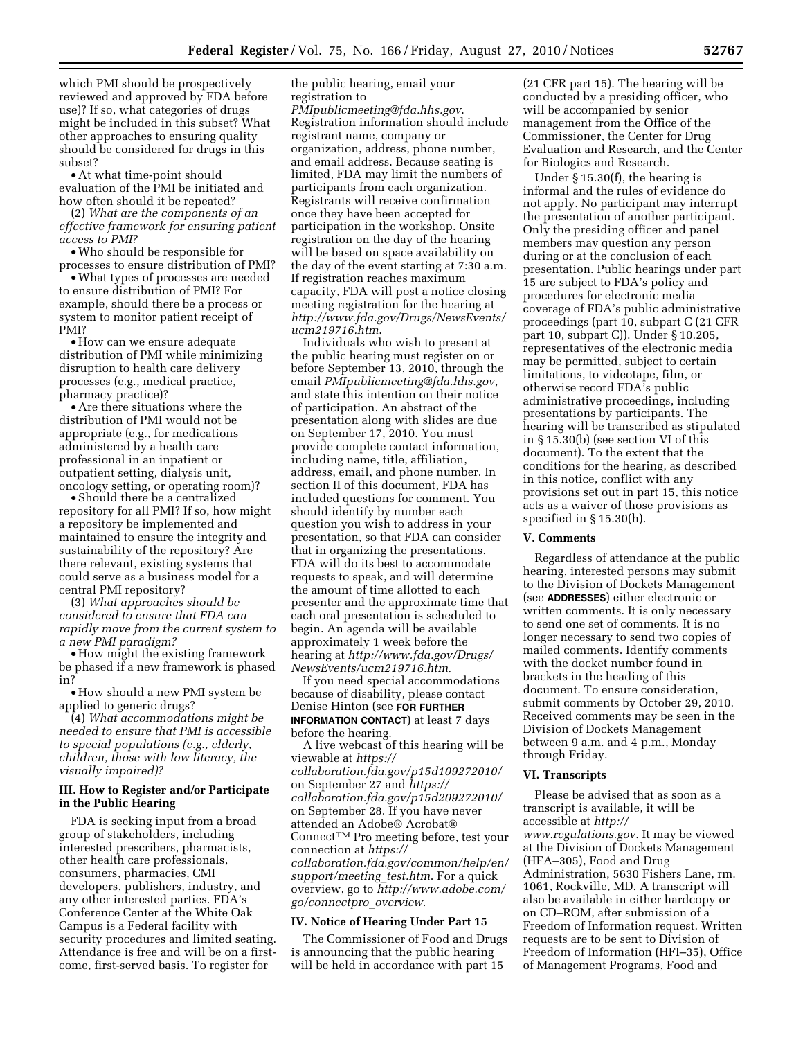which PMI should be prospectively reviewed and approved by FDA before use)? If so, what categories of drugs might be included in this subset? What other approaches to ensuring quality should be considered for drugs in this subset?

- At what time-point should evaluation of the PMI be initiated and how often should it be repeated?

(2) *What are the components of an effective framework for ensuring patient access to PMI?*

- Who should be responsible for processes to ensure distribution of PMI?
- What types of processes are needed to ensure distribution of PMI? For example, should there be a process or system to monitor patient receipt of PMI?
- How can we ensure adequate distribution of PMI while minimizing disruption to health care delivery processes (e.g., medical practice, pharmacy practice)?
- Are there situations where the distribution of PMI would not be appropriate (e.g., for medications administered by a health care professional in an inpatient or outpatient setting, dialysis unit, oncology setting, or operating room)?
- Should there be a centralized repository for all PMI? If so, how might a repository be implemented and maintained to ensure the integrity and sustainability of the repository? Are there relevant, existing systems that could serve as a business model for a central PMI repository?

(3) *What approaches should be considered to ensure that FDA can rapidly move from the current system to a new PMI paradigm?*

- How might the existing framework be phased if a new framework is phased in?
- How should a new PMI system be applied to generic drugs?

(4) *What accommodations might be needed to ensure that PMI is accessible to special populations (e.g., elderly, children, those with low literacy, the visually impaired)?*

## III. How to Register and/or Participate in the Public Hearing

FDA is seeking input from a broad group of stakeholders, including interested prescribers, pharmacists, other health care professionals, consumers, pharmacies, CMI developers, publishers, industry, and any other interested parties. FDA's Conference Center at the White Oak Campus is a Federal facility with security procedures and limited seating. Attendance is free and will be on a first-come, first-served basis. To register for the public hearing, email your registration to *PMIpublicmeeting@fda.hhs.gov*. Registration information should include registrant name, company or organization, address, phone number, and email address. Because seating is limited, FDA may limit the numbers of participants from each organization. Registrants will receive confirmation once they have been accepted for participation in the workshop. Onsite registration on the day of the hearing will be based on space availability on the day of the event starting at 7:30 a.m. If registration reaches maximum capacity, FDA will post a notice closing meeting registration for the hearing at *http://www.fda.gov/Drugs/NewsEvents/ucm219716.htm*.

Individuals who wish to present at the public hearing must register on or before September 13, 2010, through the email *PMIpublicmeeting@fda.hhs.gov*, and state this intention on their notice of participation. An abstract of the presentation along with slides are due on September 17, 2010. You must provide complete contact information, including name, title, affiliation, address, email, and phone number. In section II of this document, FDA has included questions for comment. You should identify by number each question you wish to address in your presentation, so that FDA can consider that in organizing the presentations. FDA will do its best to accommodate requests to speak, and will determine the amount of time allotted to each presenter and the approximate time that each oral presentation is scheduled to begin. An agenda will be available approximately 1 week before the hearing at *http://www.fda.gov/Drugs/NewsEvents/ucm219716.htm*.

If you need special accommodations because of disability, please contact Denise Hinton (see **FOR FURTHER INFORMATION CONTACT**) at least 7 days before the hearing.

A live webcast of this hearing will be viewable at *https://collaboration.fda.gov/p15d109272010/* on September 27 and *https://collaboration.fda.gov/p15d209272010/* on September 28. If you have never attended an Adobe® Acrobat® Connect™ Pro meeting before, test your connection at *https://collaboration.fda.gov/common/help/en/support/meeting_test.htm*. For a quick overview, go to *http://www.adobe.com/go/connectpro_overview*.

## IV. Notice of Hearing Under Part 15

The Commissioner of Food and Drugs is announcing that the public hearing will be held in accordance with part 15 (21 CFR part 15). The hearing will be conducted by a presiding officer, who will be accompanied by senior management from the Office of the Commissioner, the Center for Drug Evaluation and Research, and the Center for Biologics and Research.

Under § 15.30(f), the hearing is informal and the rules of evidence do not apply. No participant may interrupt the presentation of another participant. Only the presiding officer and panel members may question any person during or at the conclusion of each presentation. Public hearings under part 15 are subject to FDA's policy and procedures for electronic media coverage of FDA's public administrative proceedings (part 10, subpart C (21 CFR part 10, subpart C)). Under § 10.205, representatives of the electronic media may be permitted, subject to certain limitations, to videotape, film, or otherwise record FDA's public administrative proceedings, including presentations by participants. The hearing will be transcribed as stipulated in § 15.30(b) (see section VI of this document). To the extent that the conditions for the hearing, as described in this notice, conflict with any provisions set out in part 15, this notice acts as a waiver of those provisions as specified in § 15.30(h).

## V. Comments

Regardless of attendance at the public hearing, interested persons may submit to the Division of Dockets Management (see **ADDRESSES**) either electronic or written comments. It is only necessary to send one set of comments. It is no longer necessary to send two copies of mailed comments. Identify comments with the docket number found in brackets in the heading of this document. To ensure consideration, submit comments by October 29, 2010. Received comments may be seen in the Division of Dockets Management between 9 a.m. and 4 p.m., Monday through Friday.

## VI. Transcripts

Please be advised that as soon as a transcript is available, it will be accessible at *http://www.regulations.gov*. It may be viewed at the Division of Dockets Management (HFA–305), Food and Drug Administration, 5630 Fishers Lane, rm. 1061, Rockville, MD. A transcript will also be available in either hardcopy or on CD–ROM, after submission of a Freedom of Information request. Written requests are to be sent to Division of Freedom of Information (HFI–35), Office of Management Programs, Food and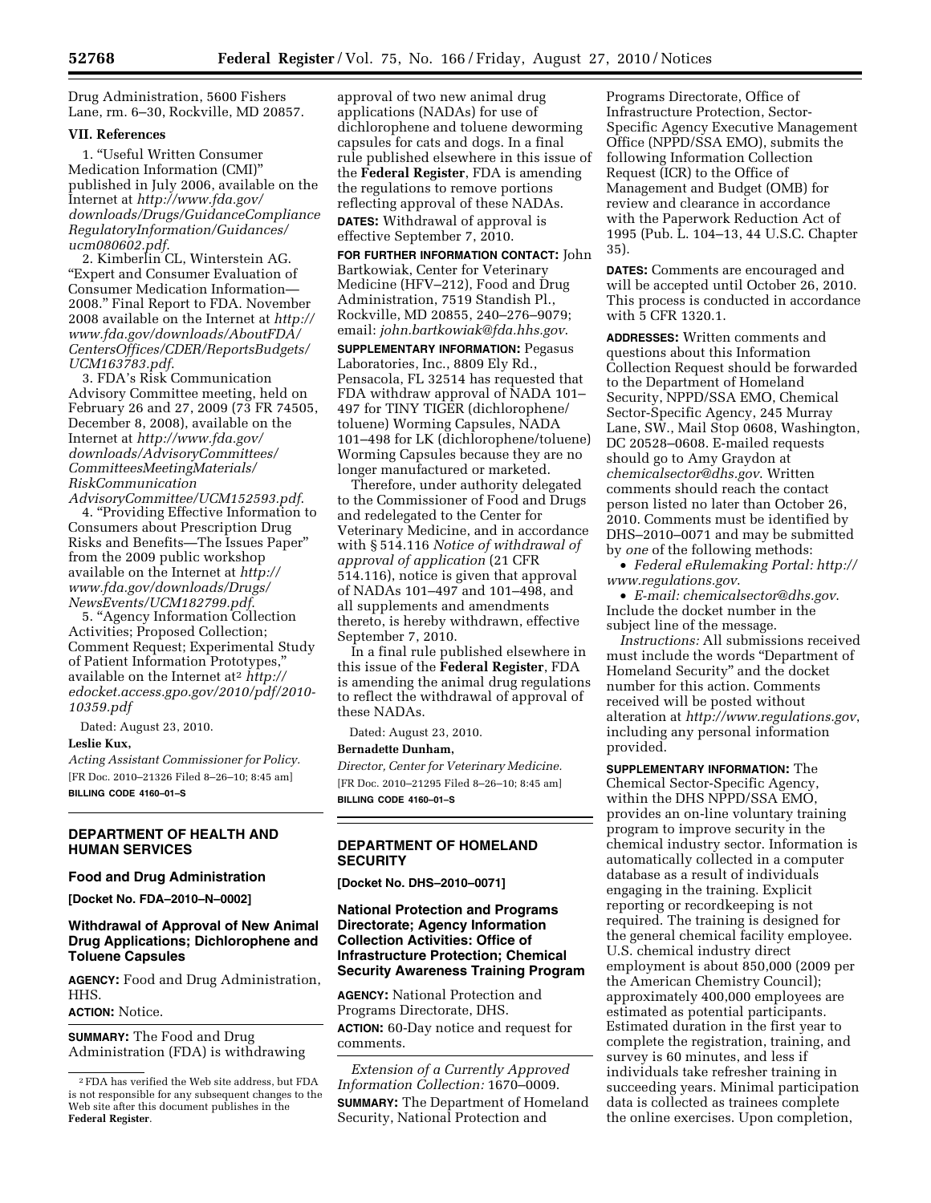Drug Administration, 5600 Fishers Lane, rm. 6–30, Rockville, MD 20857.

### VII. References

1. "Useful Written Consumer Medication Information (CMI)" published in July 2006, available on the Internet at *http://www.fda.gov/downloads/Drugs/GuidanceComplianceRegulatoryInformation/Guidances/ucm080602.pdf*.

2. Kimberlin CL, Winterstein AG. "Expert and Consumer Evaluation of Consumer Medication Information—2008." Final Report to FDA. November 2008 available on the Internet at *http://www.fda.gov/downloads/AboutFDA/CentersOffices/CDER/ReportsBudgets/UCM163783.pdf*.

3. FDA's Risk Communication Advisory Committee meeting, held on February 26 and 27, 2009 (73 FR 74505, December 8, 2008), available on the Internet at *http://www.fda.gov/downloads/AdvisoryCommittees/CommitteesMeetingMaterials/RiskCommunicationAdvisoryCommittee/UCM152593.pdf*.

4. "Providing Effective Information to Consumers about Prescription Drug Risks and Benefits—The Issues Paper" from the 2009 public workshop available on the Internet at *http://www.fda.gov/downloads/Drugs/NewsEvents/UCM182799.pdf*.

5. "Agency Information Collection Activities; Proposed Collection; Comment Request; Experimental Study of Patient Information Prototypes," available on the Internet at[2] *http://edocket.access.gpo.gov/2010/pdf/2010-10359.pdf*

Dated: August 23, 2010.

**Leslie Kux,**

*Acting Assistant Commissioner for Policy.*

[FR Doc. 2010–21326 Filed 8–26–10; 8:45 am]

**BILLING CODE 4160–01–S**

[2] FDA has verified the Web site address, but FDA is not responsible for any subsequent changes to the Web site after this document publishes in the **Federal Register**.

## DEPARTMENT OF HEALTH AND HUMAN SERVICES

### Food and Drug Administration

**[Docket No. FDA–2010–N–0002]**

### Withdrawal of Approval of New Animal Drug Applications; Dichlorophene and Toluene Capsules

**AGENCY:** Food and Drug Administration, HHS.

**ACTION:** Notice.

**SUMMARY:** The Food and Drug Administration (FDA) is withdrawing approval of two new animal drug applications (NADAs) for use of dichlorophene and toluene deworming capsules for cats and dogs. In a final rule published elsewhere in this issue of the **Federal Register**, FDA is amending the regulations to remove portions reflecting approval of these NADAs.

**DATES:** Withdrawal of approval is effective September 7, 2010.

**FOR FURTHER INFORMATION CONTACT:** John Bartkowiak, Center for Veterinary Medicine (HFV–212), Food and Drug Administration, 7519 Standish Pl., Rockville, MD 20855, 240–276–9079; email: *john.bartkowiak@fda.hhs.gov*.

**SUPPLEMENTARY INFORMATION:** Pegasus Laboratories, Inc., 8809 Ely Rd., Pensacola, FL 32514 has requested that FDA withdraw approval of NADA 101–497 for TINY TIGER (dichlorophene/toluene) Worming Capsules, NADA 101–498 for LK (dichlorophene/toluene) Worming Capsules because they are no longer manufactured or marketed.

Therefore, under authority delegated to the Commissioner of Food and Drugs and redelegated to the Center for Veterinary Medicine, and in accordance with § 514.116 *Notice of withdrawal of approval of application* (21 CFR 514.116), notice is given that approval of NADAs 101–497 and 101–498, and all supplements and amendments thereto, is hereby withdrawn, effective September 7, 2010.

In a final rule published elsewhere in this issue of the **Federal Register**, FDA is amending the animal drug regulations to reflect the withdrawal of approval of these NADAs.

Dated: August 23, 2010.

**Bernadette Dunham,**

*Director, Center for Veterinary Medicine.*

[FR Doc. 2010–21295 Filed 8–26–10; 8:45 am]

**BILLING CODE 4160–01–S**

## DEPARTMENT OF HOMELAND SECURITY

**[Docket No. DHS–2010–0071]**

### National Protection and Programs Directorate; Agency Information Collection Activities: Office of Infrastructure Protection; Chemical Security Awareness Training Program

**AGENCY:** National Protection and Programs Directorate, DHS.

**ACTION:** 60-Day notice and request for comments.

*Extension of a Currently Approved Information Collection:* 1670–0009.

**SUMMARY:** The Department of Homeland Security, National Protection and Programs Directorate, Office of Infrastructure Protection, Sector-Specific Agency Executive Management Office (NPPD/SSA EMO), submits the following Information Collection Request (ICR) to the Office of Management and Budget (OMB) for review and clearance in accordance with the Paperwork Reduction Act of 1995 (Pub. L. 104–13, 44 U.S.C. Chapter 35).

**DATES:** Comments are encouraged and will be accepted until October 26, 2010. This process is conducted in accordance with 5 CFR 1320.1.

**ADDRESSES:** Written comments and questions about this Information Collection Request should be forwarded to the Department of Homeland Security, NPPD/SSA EMO, Chemical Sector-Specific Agency, 245 Murray Lane, SW., Mail Stop 0608, Washington, DC 20528–0608. E-mailed requests should go to Amy Graydon at *chemicalsector@dhs.gov*. Written comments should reach the contact person listed no later than October 26, 2010. Comments must be identified by DHS–2010–0071 and may be submitted by *one* of the following methods:

- *Federal eRulemaking Portal: http://www.regulations.gov*.
- *E-mail: chemicalsector@dhs.gov*. Include the docket number in the subject line of the message.

*Instructions:* All submissions received must include the words "Department of Homeland Security" and the docket number for this action. Comments received will be posted without alteration at *http://www.regulations.gov*, including any personal information provided.

**SUPPLEMENTARY INFORMATION:** The Chemical Sector-Specific Agency, within the DHS NPPD/SSA EMO, provides an on-line voluntary training program to improve security in the chemical industry sector. Information is automatically collected in a computer database as a result of individuals engaging in the training. Explicit reporting or recordkeeping is not required. The training is designed for the general chemical facility employee. U.S. chemical industry direct employment is about 850,000 (2009 per the American Chemistry Council); approximately 400,000 employees are estimated as potential participants. Estimated duration in the first year to complete the registration, training, and survey is 60 minutes, and less if individuals take refresher training in succeeding years. Minimal participation data is collected as trainees complete the online exercises. Upon completion,